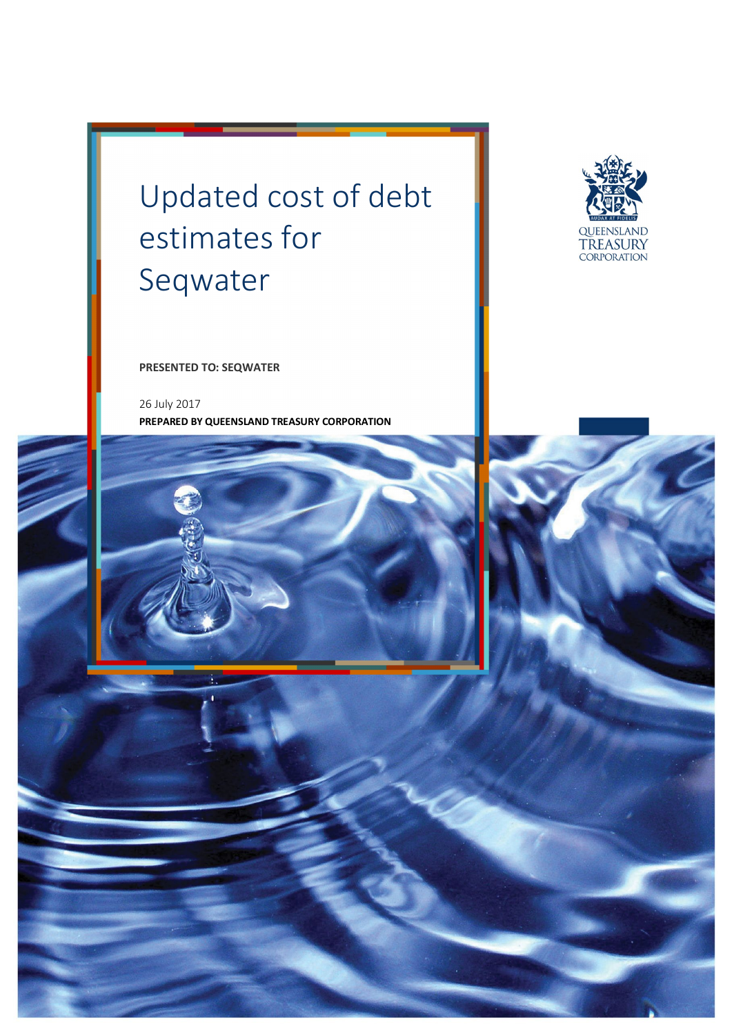# Updated cost of debt estimates for Seqwater

**PRESENTED TO: SEQWATER**

26 July 2017

**PREPARED BY QUEENSLAND TREASURY CORPORATION**

QUEENSLAND TREASURY CORPORATION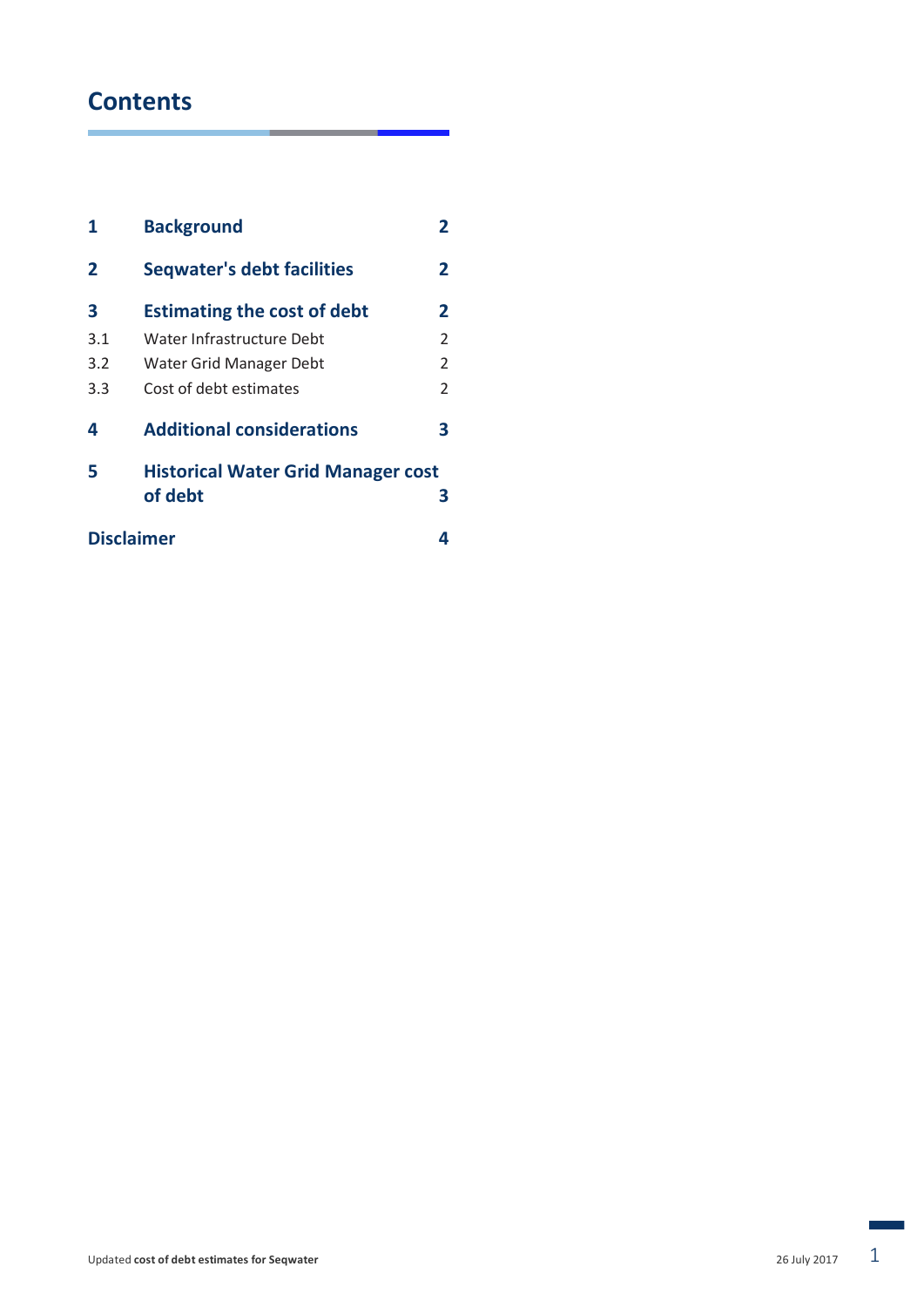# Contents

| | | |
|---|---|---|
| **1** | **Background** | **2** |
| **2** | **Seqwater's debt facilities** | **2** |
| **3** | **Estimating the cost of debt** | **2** |
| 3.1 | Water Infrastructure Debt | 2 |
| 3.2 | Water Grid Manager Debt | 2 |
| 3.3 | Cost of debt estimates | 2 |
| **4** | **Additional considerations** | **3** |
| **5** | **Historical Water Grid Manager cost of debt** | **3** |
| **Disclaimer** | | **4** |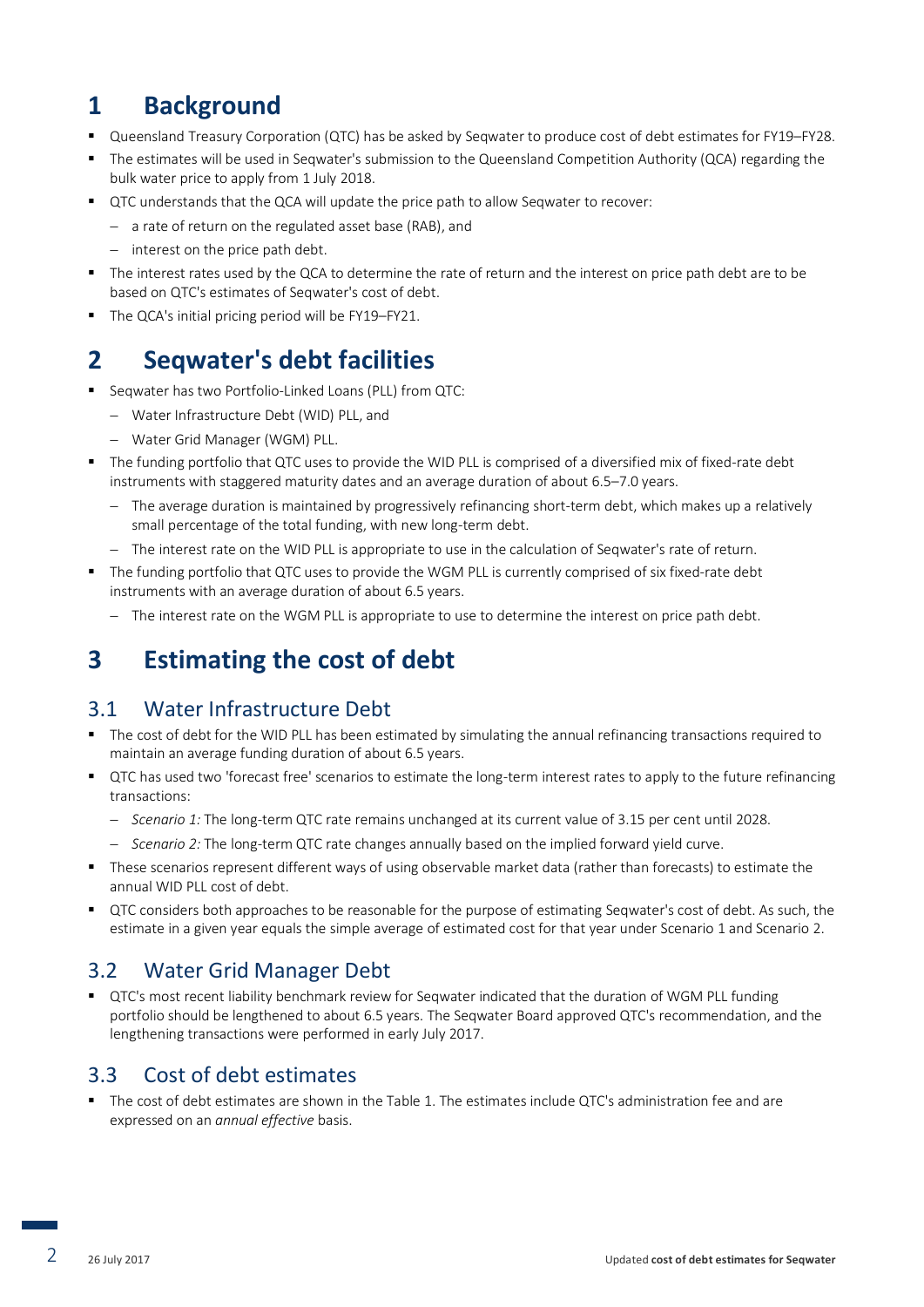# 1 Background

- Queensland Treasury Corporation (QTC) has be asked by Seqwater to produce cost of debt estimates for FY19–FY28.
- The estimates will be used in Seqwater's submission to the Queensland Competition Authority (QCA) regarding the bulk water price to apply from 1 July 2018.
- QTC understands that the QCA will update the price path to allow Seqwater to recover:
  - a rate of return on the regulated asset base (RAB), and
  - interest on the price path debt.
- The interest rates used by the QCA to determine the rate of return and the interest on price path debt are to be based on QTC's estimates of Seqwater's cost of debt.
- The QCA's initial pricing period will be FY19–FY21.

# 2 Seqwater's debt facilities

- Seqwater has two Portfolio-Linked Loans (PLL) from QTC:
  - Water Infrastructure Debt (WID) PLL, and
  - Water Grid Manager (WGM) PLL.
- The funding portfolio that QTC uses to provide the WID PLL is comprised of a diversified mix of fixed-rate debt instruments with staggered maturity dates and an average duration of about 6.5–7.0 years.
  - The average duration is maintained by progressively refinancing short-term debt, which makes up a relatively small percentage of the total funding, with new long-term debt.
  - The interest rate on the WID PLL is appropriate to use in the calculation of Seqwater's rate of return.
- The funding portfolio that QTC uses to provide the WGM PLL is currently comprised of six fixed-rate debt instruments with an average duration of about 6.5 years.
  - The interest rate on the WGM PLL is appropriate to use to determine the interest on price path debt.

# 3 Estimating the cost of debt

## 3.1 Water Infrastructure Debt

- The cost of debt for the WID PLL has been estimated by simulating the annual refinancing transactions required to maintain an average funding duration of about 6.5 years.
- QTC has used two 'forecast free' scenarios to estimate the long-term interest rates to apply to the future refinancing transactions:
  - *Scenario 1:* The long-term QTC rate remains unchanged at its current value of 3.15 per cent until 2028.
  - *Scenario 2:* The long-term QTC rate changes annually based on the implied forward yield curve.
- These scenarios represent different ways of using observable market data (rather than forecasts) to estimate the annual WID PLL cost of debt.
- QTC considers both approaches to be reasonable for the purpose of estimating Seqwater's cost of debt. As such, the estimate in a given year equals the simple average of estimated cost for that year under Scenario 1 and Scenario 2.

## 3.2 Water Grid Manager Debt

- QTC's most recent liability benchmark review for Seqwater indicated that the duration of WGM PLL funding portfolio should be lengthened to about 6.5 years. The Seqwater Board approved QTC's recommendation, and the lengthening transactions were performed in early July 2017.

## 3.3 Cost of debt estimates

- The cost of debt estimates are shown in the Table 1. The estimates include QTC's administration fee and are expressed on an *annual effective* basis.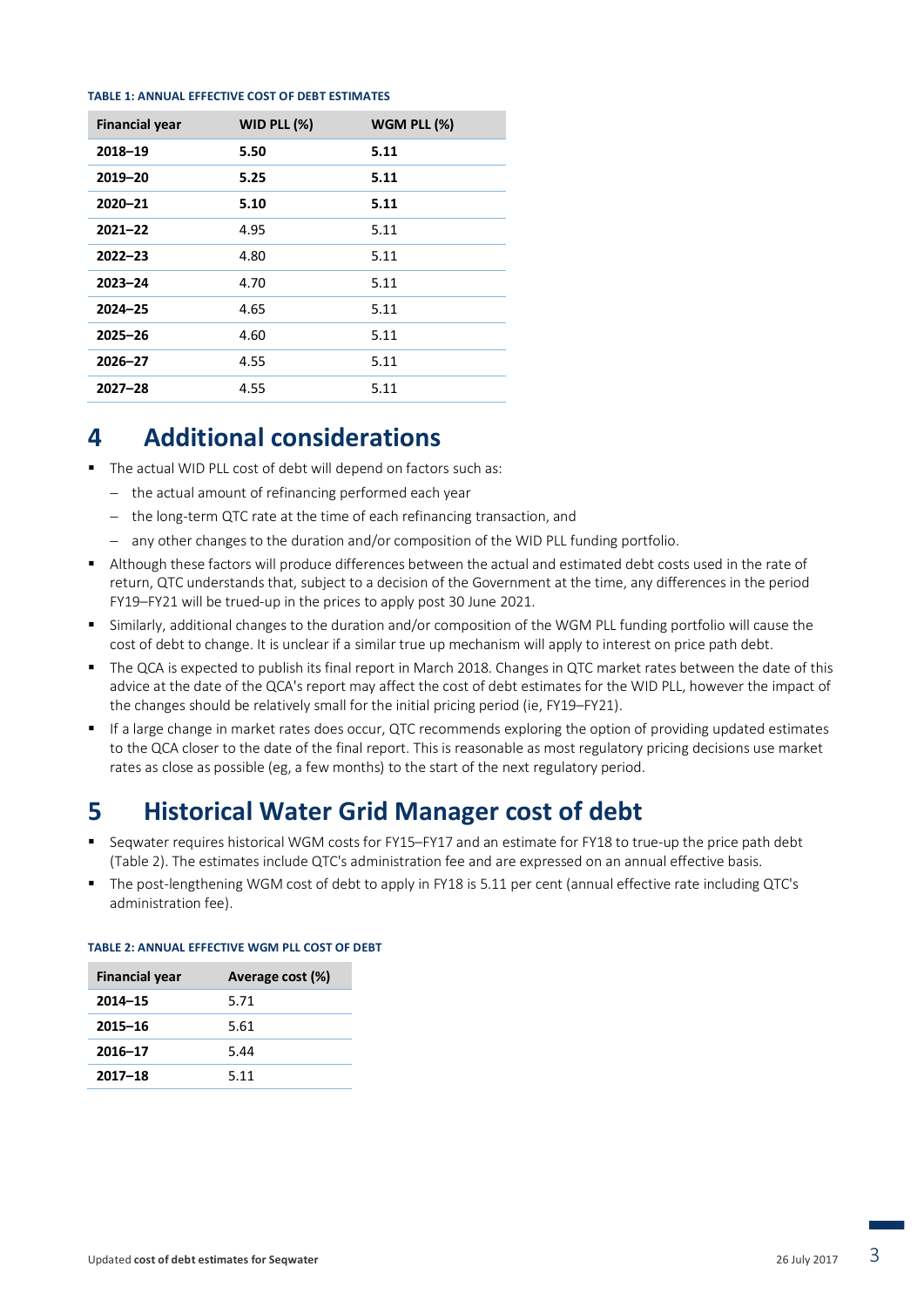**TABLE 1: ANNUAL EFFECTIVE COST OF DEBT ESTIMATES**

| Financial year | WID PLL (%) | WGM PLL (%) |
|---|---|---|
| **2018–19** | **5.50** | **5.11** |
| **2019–20** | **5.25** | **5.11** |
| **2020–21** | **5.10** | **5.11** |
| **2021–22** | 4.95 | 5.11 |
| **2022–23** | 4.80 | 5.11 |
| **2023–24** | 4.70 | 5.11 |
| **2024–25** | 4.65 | 5.11 |
| **2025–26** | 4.60 | 5.11 |
| **2026–27** | 4.55 | 5.11 |
| **2027–28** | 4.55 | 5.11 |

# 4 Additional considerations

- The actual WID PLL cost of debt will depend on factors such as:
  - the actual amount of refinancing performed each year
  - the long-term QTC rate at the time of each refinancing transaction, and
  - any other changes to the duration and/or composition of the WID PLL funding portfolio.
- Although these factors will produce differences between the actual and estimated debt costs used in the rate of return, QTC understands that, subject to a decision of the Government at the time, any differences in the period FY19–FY21 will be trued-up in the prices to apply post 30 June 2021.
- Similarly, additional changes to the duration and/or composition of the WGM PLL funding portfolio will cause the cost of debt to change. It is unclear if a similar true up mechanism will apply to interest on price path debt.
- The QCA is expected to publish its final report in March 2018. Changes in QTC market rates between the date of this advice at the date of the QCA's report may affect the cost of debt estimates for the WID PLL, however the impact of the changes should be relatively small for the initial pricing period (ie, FY19–FY21).
- If a large change in market rates does occur, QTC recommends exploring the option of providing updated estimates to the QCA closer to the date of the final report. This is reasonable as most regulatory pricing decisions use market rates as close as possible (eg, a few months) to the start of the next regulatory period.

# 5 Historical Water Grid Manager cost of debt

- Seqwater requires historical WGM costs for FY15–FY17 and an estimate for FY18 to true-up the price path debt (Table 2). The estimates include QTC's administration fee and are expressed on an annual effective basis.
- The post-lengthening WGM cost of debt to apply in FY18 is 5.11 per cent (annual effective rate including QTC's administration fee).

**TABLE 2: ANNUAL EFFECTIVE WGM PLL COST OF DEBT**

| Financial year | Average cost (%) |
|---|---|
| **2014–15** | 5.71 |
| **2015–16** | 5.61 |
| **2016–17** | 5.44 |
| **2017–18** | 5.11 |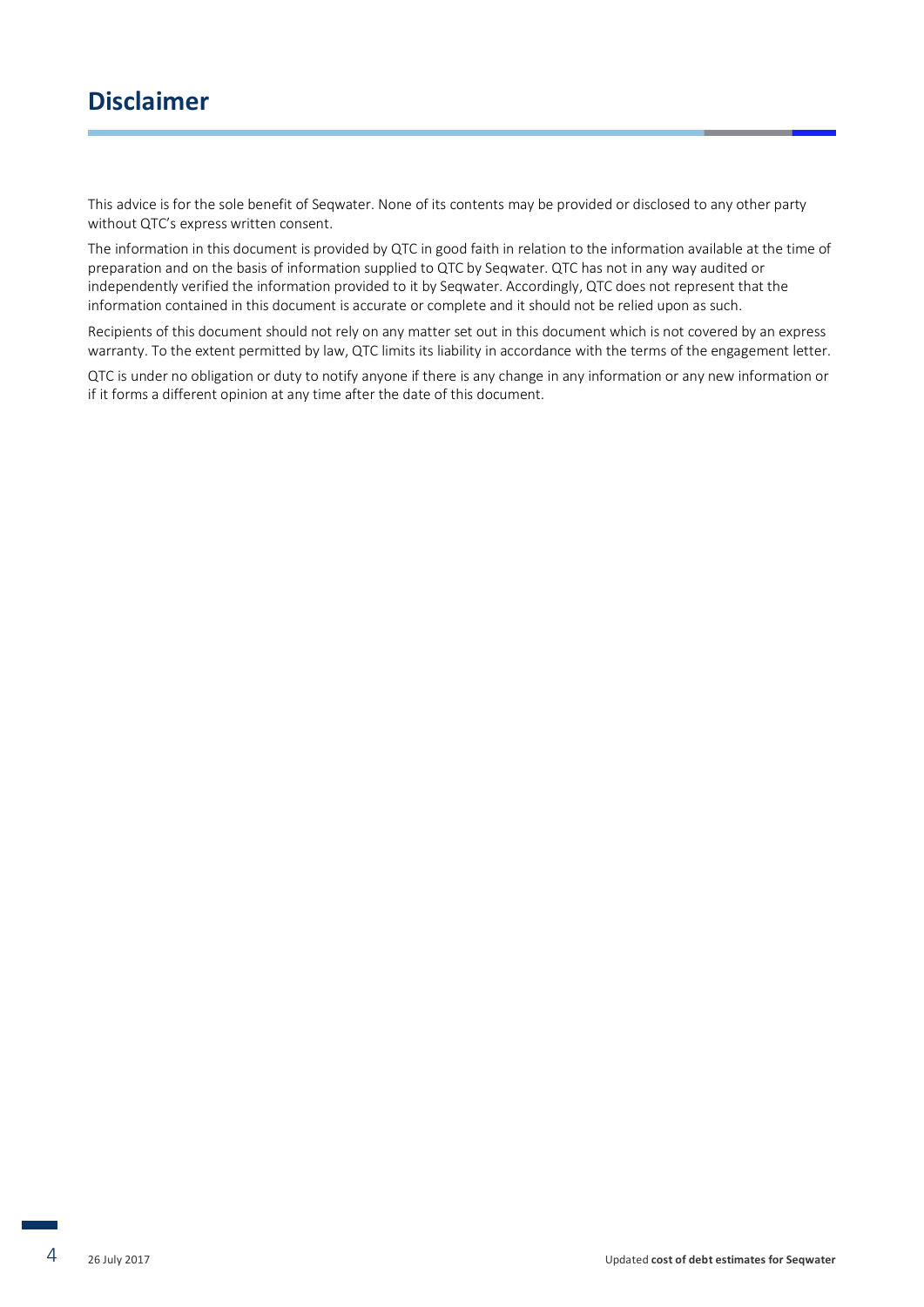# Disclaimer

This advice is for the sole benefit of Seqwater. None of its contents may be provided or disclosed to any other party without QTC's express written consent.

The information in this document is provided by QTC in good faith in relation to the information available at the time of preparation and on the basis of information supplied to QTC by Seqwater. QTC has not in any way audited or independently verified the information provided to it by Seqwater. Accordingly, QTC does not represent that the information contained in this document is accurate or complete and it should not be relied upon as such.

Recipients of this document should not rely on any matter set out in this document which is not covered by an express warranty. To the extent permitted by law, QTC limits its liability in accordance with the terms of the engagement letter.

QTC is under no obligation or duty to notify anyone if there is any change in any information or any new information or if it forms a different opinion at any time after the date of this document.